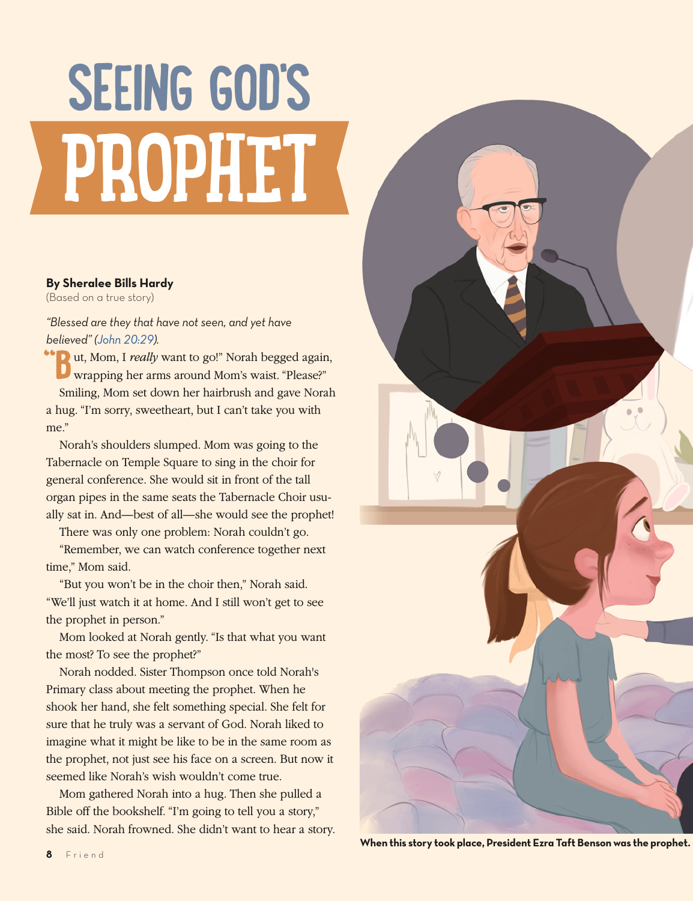# SEEING GOD'S PROPHET

**By Sheralee Bills Hardy**
(Based on a true story)

*"Blessed are they that have not seen, and yet have believed" (John 20:29).*

"But, Mom, I *really* want to go!" Norah begged again, wrapping her arms around Mom's waist. "Please?"

Smiling, Mom set down her hairbrush and gave Norah a hug. "I'm sorry, sweetheart, but I can't take you with me."

Norah's shoulders slumped. Mom was going to the Tabernacle on Temple Square to sing in the choir for general conference. She would sit in front of the tall organ pipes in the same seats the Tabernacle Choir usually sat in. And—best of all—she would see the prophet!

There was only one problem: Norah couldn't go.

"Remember, we can watch conference together next time," Mom said.

"But you won't be in the choir then," Norah said. "We'll just watch it at home. And I still won't get to see the prophet in person."

Mom looked at Norah gently. "Is that what you want the most? To see the prophet?"

Norah nodded. Sister Thompson once told Norah's Primary class about meeting the prophet. When he shook her hand, she felt something special. She felt for sure that he truly was a servant of God. Norah liked to imagine what it might be like to be in the same room as the prophet, not just see his face on a screen. But now it seemed like Norah's wish wouldn't come true.

Mom gathered Norah into a hug. Then she pulled a Bible off the bookshelf. "I'm going to tell you a story," she said. Norah frowned. She didn't want to hear a story.

When this story took place, President Ezra Taft Benson was the prophet.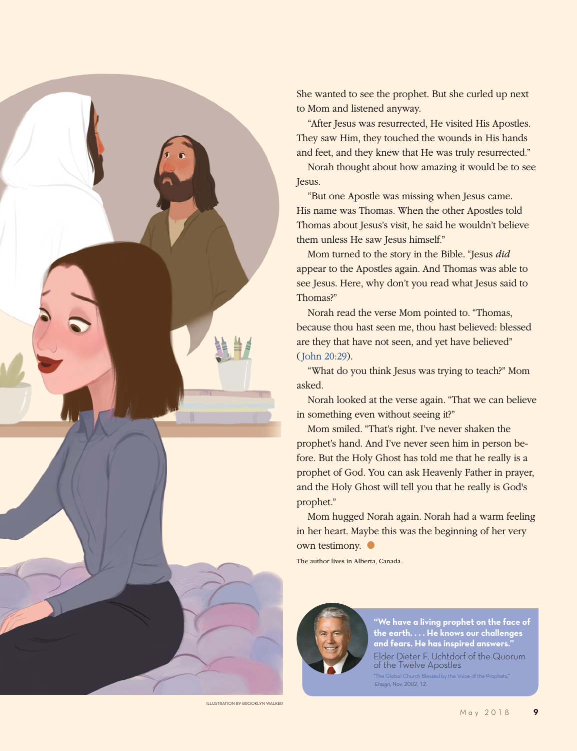She wanted to see the prophet. But she curled up next to Mom and listened anyway.

"After Jesus was resurrected, He visited His Apostles. They saw Him, they touched the wounds in His hands and feet, and they knew that He was truly resurrected."

Norah thought about how amazing it would be to see Jesus.

"But one Apostle was missing when Jesus came. His name was Thomas. When the other Apostles told Thomas about Jesus's visit, he said he wouldn't believe them unless He saw Jesus himself."

Mom turned to the story in the Bible. "Jesus *did* appear to the Apostles again. And Thomas was able to see Jesus. Here, why don't you read what Jesus said to Thomas?"

Norah read the verse Mom pointed to. "Thomas, because thou hast seen me, thou hast believed: blessed are they that have not seen, and yet have believed" (John 20:29).

"What do you think Jesus was trying to teach?" Mom asked.

Norah looked at the verse again. "That we can believe in something even without seeing it?"

Mom smiled. "That's right. I've never shaken the prophet's hand. And I've never seen him in person before. But the Holy Ghost has told me that he really is a prophet of God. You can ask Heavenly Father in prayer, and the Holy Ghost will tell you that he really is God's prophet."

Mom hugged Norah again. Norah had a warm feeling in her heart. Maybe this was the beginning of her very own testimony. ●

The author lives in Alberta, Canada.

**"We have a living prophet on the face of the earth. . . . He knows our challenges and fears. He has inspired answers."**

Elder Dieter F. Uchtdorf of the Quorum of the Twelve Apostles

"The Global Church Blessed by the Voice of the Prophets," *Ensign*, Nov. 2002, 12.

ILLUSTRATION BY BROOKLYN WALKER